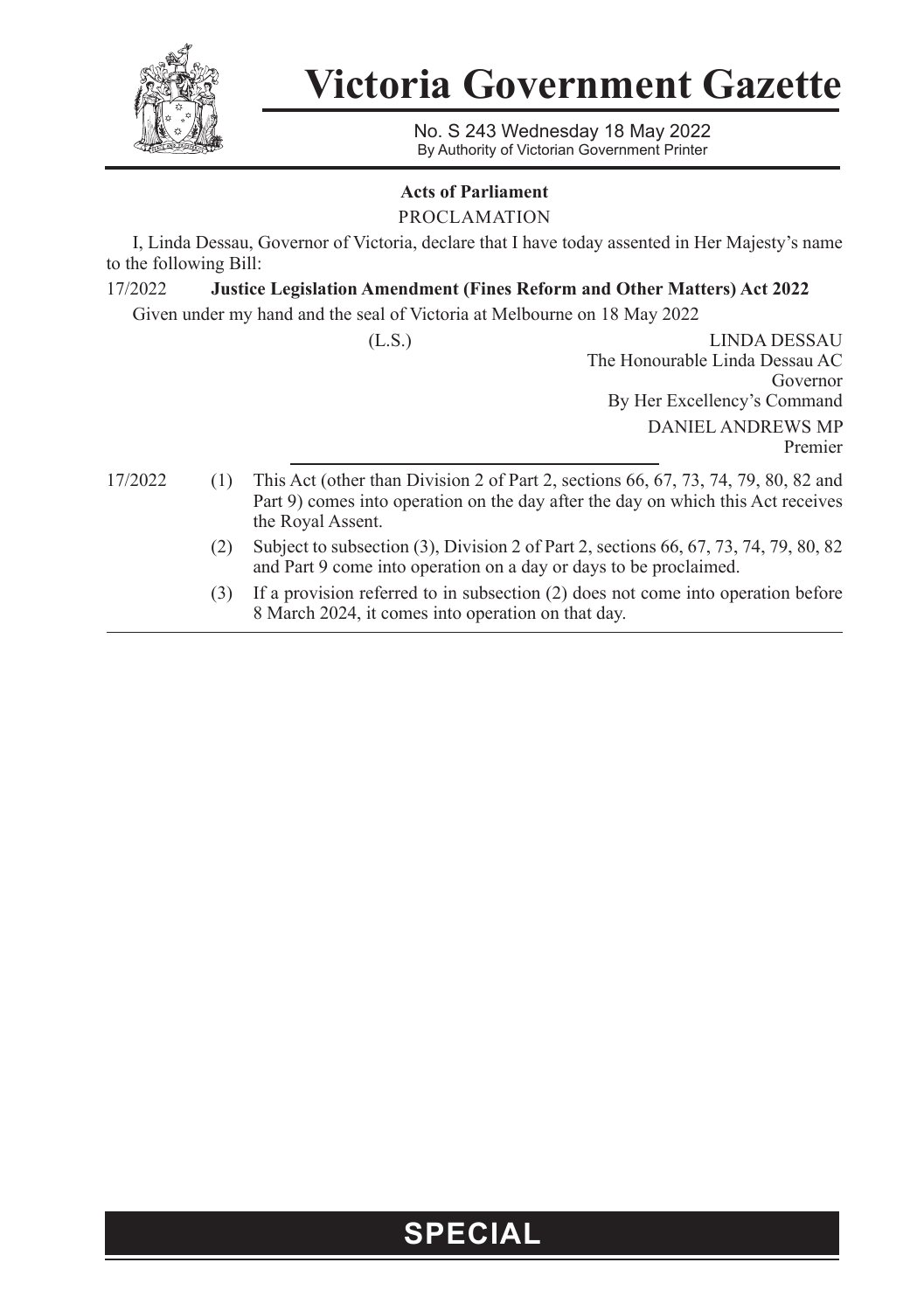# Victoria Government Gazette

No. S 243 Wednesday 18 May 2022
By Authority of Victorian Government Printer

**Acts of Parliament**

PROCLAMATION

I, Linda Dessau, Governor of Victoria, declare that I have today assented in Her Majesty's name to the following Bill:

17/2022 **Justice Legislation Amendment (Fines Reform and Other Matters) Act 2022**

Given under my hand and the seal of Victoria at Melbourne on 18 May 2022

(L.S.)

LINDA DESSAU
The Honourable Linda Dessau AC
Governor
By Her Excellency's Command
DANIEL ANDREWS MP
Premier

---

17/2022

(1) This Act (other than Division 2 of Part 2, sections 66, 67, 73, 74, 79, 80, 82 and Part 9) comes into operation on the day after the day on which this Act receives the Royal Assent.

(2) Subject to subsection (3), Division 2 of Part 2, sections 66, 67, 73, 74, 79, 80, 82 and Part 9 come into operation on a day or days to be proclaimed.

(3) If a provision referred to in subsection (2) does not come into operation before 8 March 2024, it comes into operation on that day.

**SPECIAL**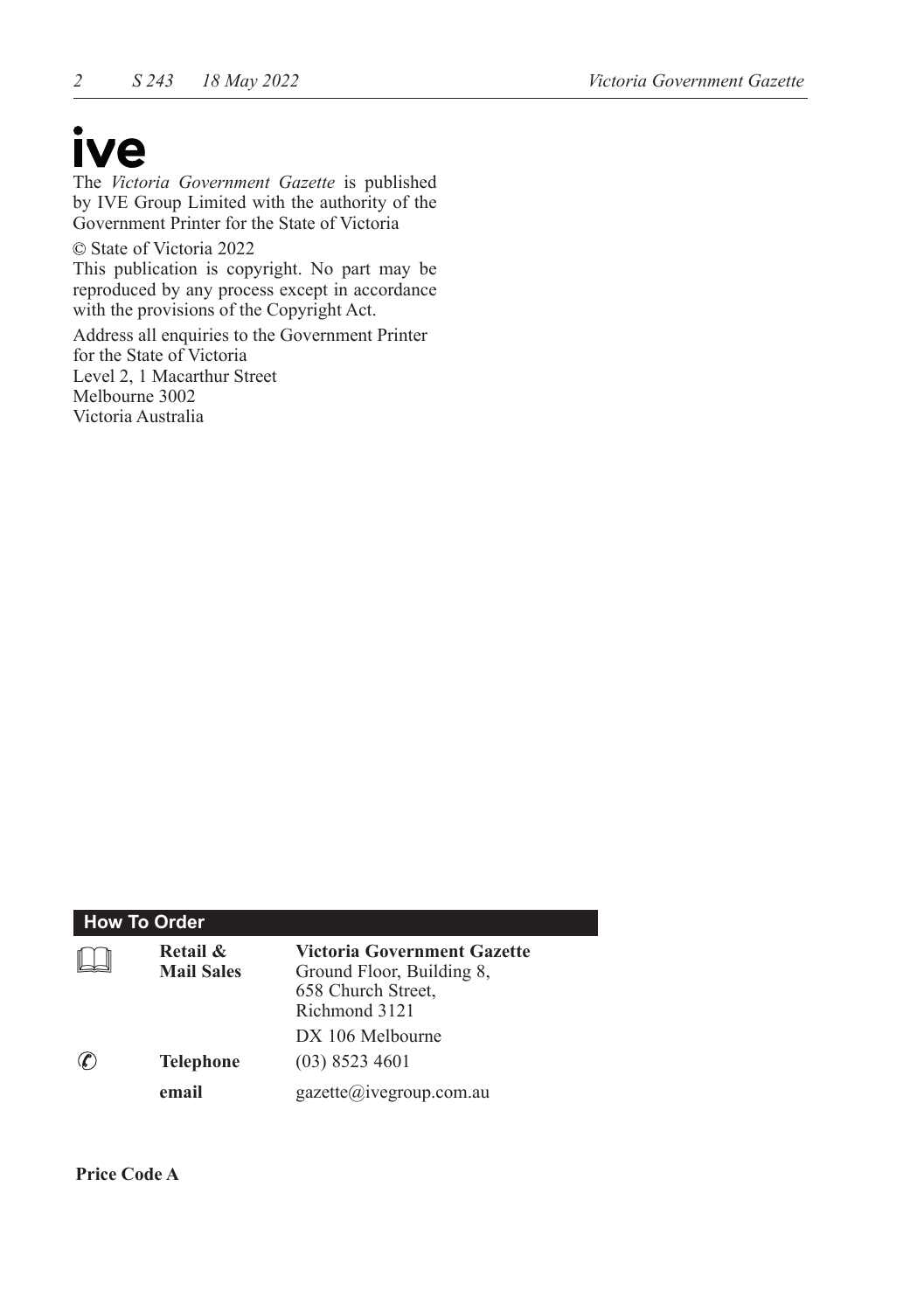ive

The *Victoria Government Gazette* is published by IVE Group Limited with the authority of the Government Printer for the State of Victoria

© State of Victoria 2022

This publication is copyright. No part may be reproduced by any process except in accordance with the provisions of the Copyright Act.

Address all enquiries to the Government Printer for the State of Victoria
Level 2, 1 Macarthur Street
Melbourne 3002
Victoria Australia

## How To Order

| | | |
|---|---|---|
| | **Retail & Mail Sales** | **Victoria Government Gazette**<br>Ground Floor, Building 8,<br>658 Church Street,<br>Richmond 3121<br>DX 106 Melbourne |
| | **Telephone** | (03) 8523 4601 |
| | **email** | gazette@ivegroup.com.au |

**Price Code A**